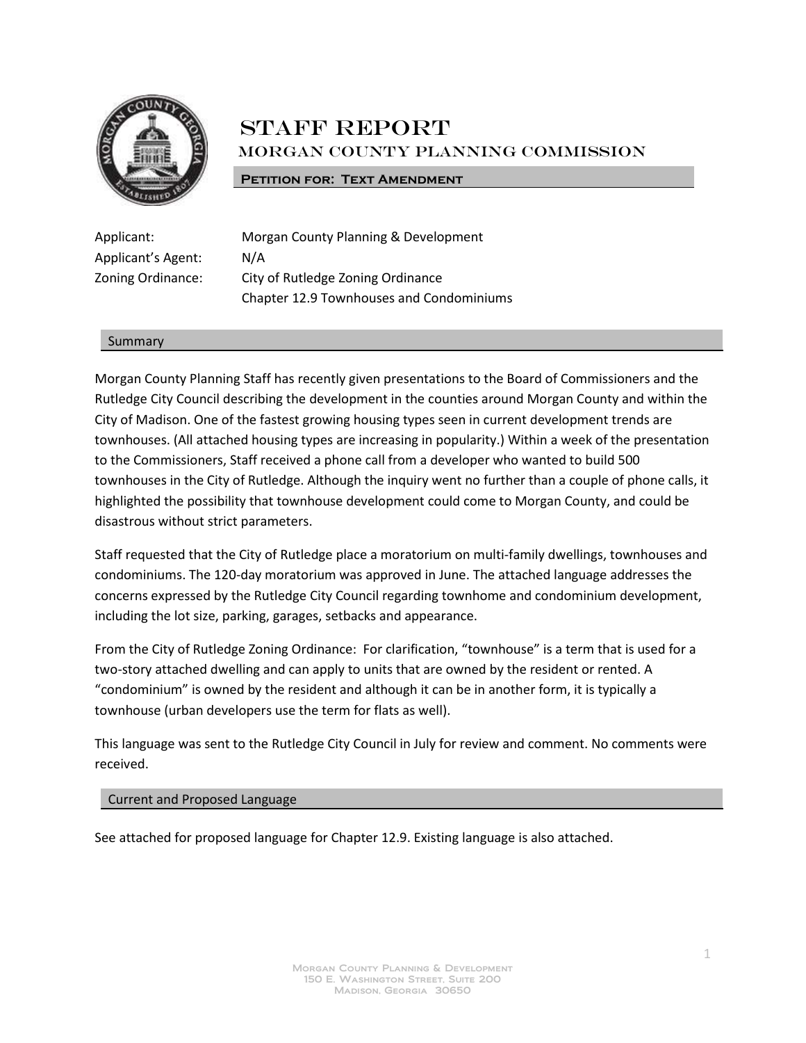# STAFF REPORT

## MORGAN COUNTY PLANNING COMMISSION

**PETITION FOR: TEXT AMENDMENT**

| | |
|---|---|
| Applicant: | Morgan County Planning & Development |
| Applicant's Agent: | N/A |
| Zoning Ordinance: | City of Rutledge Zoning Ordinance<br>Chapter 12.9 Townhouses and Condominiums |

### Summary

Morgan County Planning Staff has recently given presentations to the Board of Commissioners and the Rutledge City Council describing the development in the counties around Morgan County and within the City of Madison. One of the fastest growing housing types seen in current development trends are townhouses. (All attached housing types are increasing in popularity.) Within a week of the presentation to the Commissioners, Staff received a phone call from a developer who wanted to build 500 townhouses in the City of Rutledge. Although the inquiry went no further than a couple of phone calls, it highlighted the possibility that townhouse development could come to Morgan County, and could be disastrous without strict parameters.

Staff requested that the City of Rutledge place a moratorium on multi-family dwellings, townhouses and condominiums. The 120-day moratorium was approved in June. The attached language addresses the concerns expressed by the Rutledge City Council regarding townhome and condominium development, including the lot size, parking, garages, setbacks and appearance.

From the City of Rutledge Zoning Ordinance: For clarification, "townhouse" is a term that is used for a two-story attached dwelling and can apply to units that are owned by the resident or rented. A "condominium" is owned by the resident and although it can be in another form, it is typically a townhouse (urban developers use the term for flats as well).

This language was sent to the Rutledge City Council in July for review and comment. No comments were received.

### Current and Proposed Language

See attached for proposed language for Chapter 12.9. Existing language is also attached.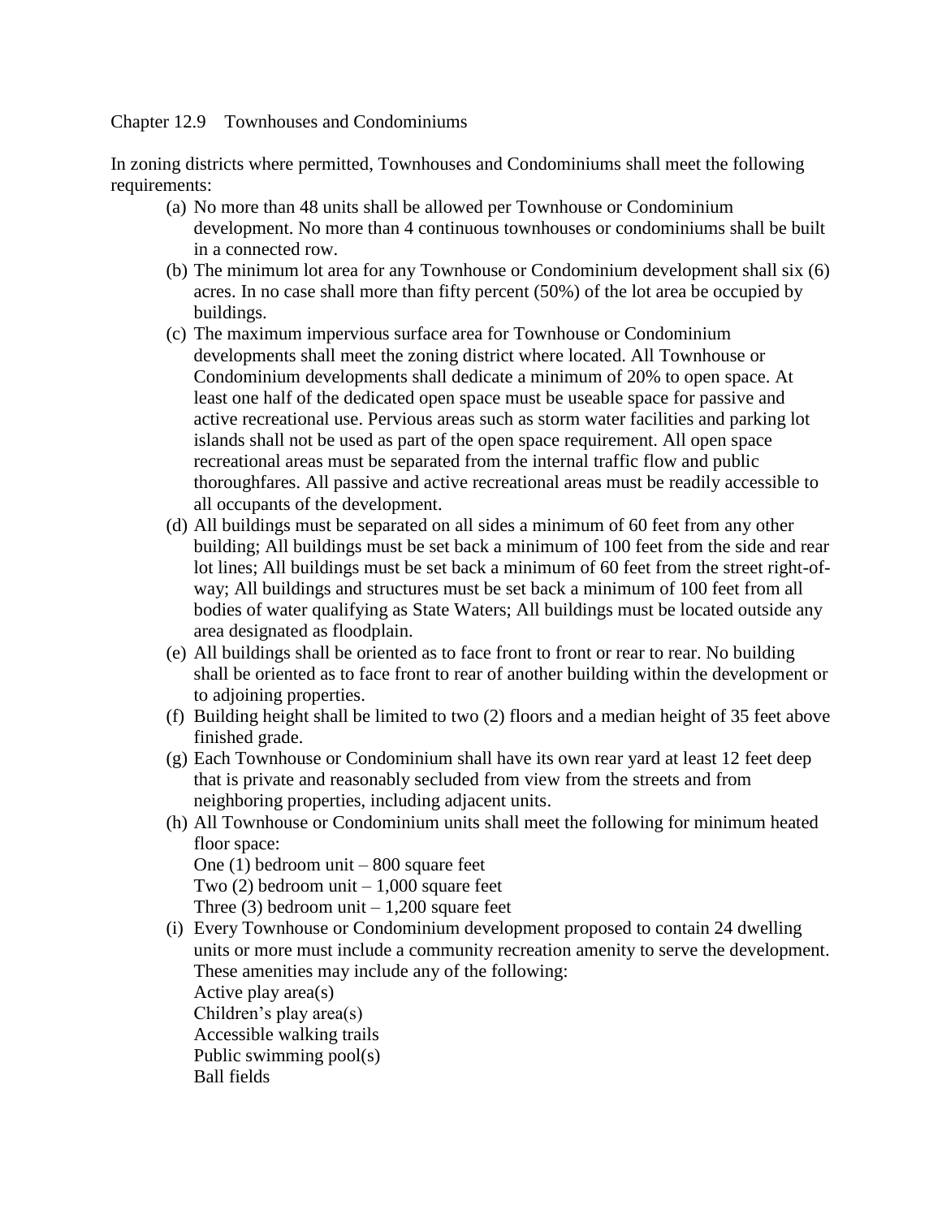Chapter 12.9 Townhouses and Condominiums

In zoning districts where permitted, Townhouses and Condominiums shall meet the following requirements:

(a) No more than 48 units shall be allowed per Townhouse or Condominium development. No more than 4 continuous townhouses or condominiums shall be built in a connected row.

(b) The minimum lot area for any Townhouse or Condominium development shall six (6) acres. In no case shall more than fifty percent (50%) of the lot area be occupied by buildings.

(c) The maximum impervious surface area for Townhouse or Condominium developments shall meet the zoning district where located. All Townhouse or Condominium developments shall dedicate a minimum of 20% to open space. At least one half of the dedicated open space must be useable space for passive and active recreational use. Pervious areas such as storm water facilities and parking lot islands shall not be used as part of the open space requirement. All open space recreational areas must be separated from the internal traffic flow and public thoroughfares. All passive and active recreational areas must be readily accessible to all occupants of the development.

(d) All buildings must be separated on all sides a minimum of 60 feet from any other building; All buildings must be set back a minimum of 100 feet from the side and rear lot lines; All buildings must be set back a minimum of 60 feet from the street right-of-way; All buildings and structures must be set back a minimum of 100 feet from all bodies of water qualifying as State Waters; All buildings must be located outside any area designated as floodplain.

(e) All buildings shall be oriented as to face front to front or rear to rear. No building shall be oriented as to face front to rear of another building within the development or to adjoining properties.

(f) Building height shall be limited to two (2) floors and a median height of 35 feet above finished grade.

(g) Each Townhouse or Condominium shall have its own rear yard at least 12 feet deep that is private and reasonably secluded from view from the streets and from neighboring properties, including adjacent units.

(h) All Townhouse or Condominium units shall meet the following for minimum heated floor space:
One (1) bedroom unit – 800 square feet
Two (2) bedroom unit – 1,000 square feet
Three (3) bedroom unit – 1,200 square feet

(i) Every Townhouse or Condominium development proposed to contain 24 dwelling units or more must include a community recreation amenity to serve the development. These amenities may include any of the following:
Active play area(s)
Children's play area(s)
Accessible walking trails
Public swimming pool(s)
Ball fields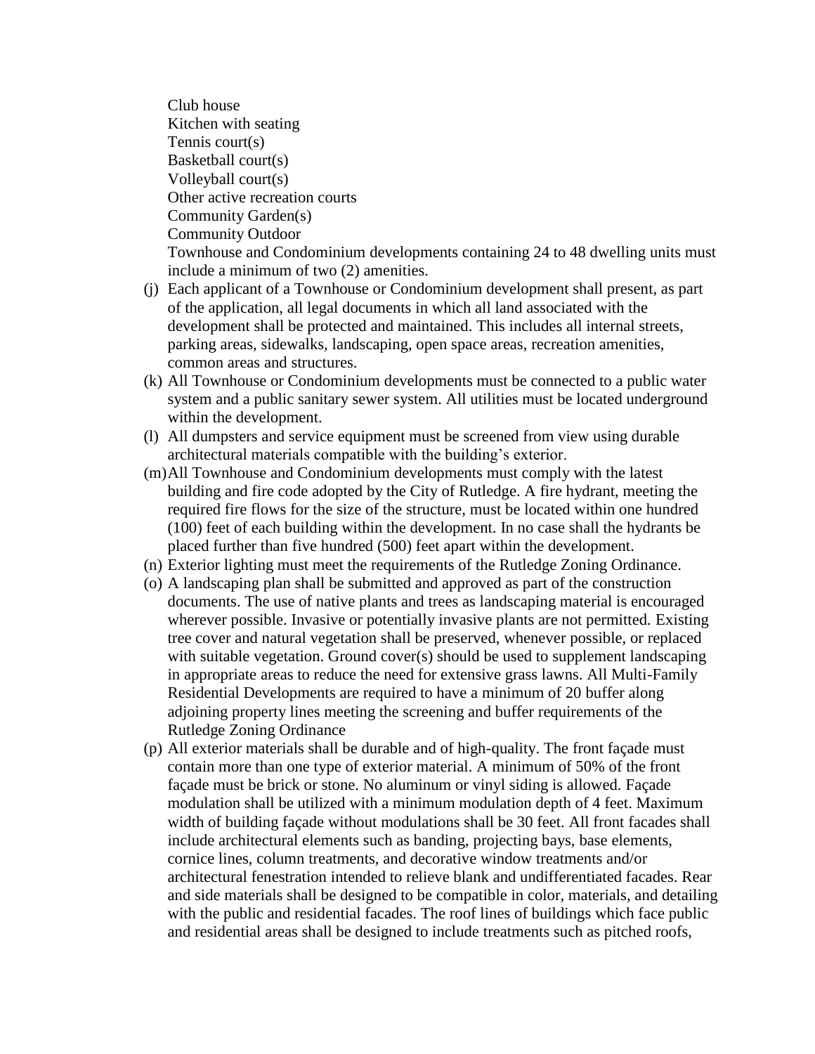Club house
Kitchen with seating
Tennis court(s)
Basketball court(s)
Volleyball court(s)
Other active recreation courts
Community Garden(s)
Community Outdoor
Townhouse and Condominium developments containing 24 to 48 dwelling units must include a minimum of two (2) amenities.

(j) Each applicant of a Townhouse or Condominium development shall present, as part of the application, all legal documents in which all land associated with the development shall be protected and maintained. This includes all internal streets, parking areas, sidewalks, landscaping, open space areas, recreation amenities, common areas and structures.

(k) All Townhouse or Condominium developments must be connected to a public water system and a public sanitary sewer system. All utilities must be located underground within the development.

(l) All dumpsters and service equipment must be screened from view using durable architectural materials compatible with the building's exterior.

(m) All Townhouse and Condominium developments must comply with the latest building and fire code adopted by the City of Rutledge. A fire hydrant, meeting the required fire flows for the size of the structure, must be located within one hundred (100) feet of each building within the development. In no case shall the hydrants be placed further than five hundred (500) feet apart within the development.

(n) Exterior lighting must meet the requirements of the Rutledge Zoning Ordinance.

(o) A landscaping plan shall be submitted and approved as part of the construction documents. The use of native plants and trees as landscaping material is encouraged wherever possible. Invasive or potentially invasive plants are not permitted. Existing tree cover and natural vegetation shall be preserved, whenever possible, or replaced with suitable vegetation. Ground cover(s) should be used to supplement landscaping in appropriate areas to reduce the need for extensive grass lawns. All Multi-Family Residential Developments are required to have a minimum of 20 buffer along adjoining property lines meeting the screening and buffer requirements of the Rutledge Zoning Ordinance

(p) All exterior materials shall be durable and of high-quality. The front façade must contain more than one type of exterior material. A minimum of 50% of the front façade must be brick or stone. No aluminum or vinyl siding is allowed. Façade modulation shall be utilized with a minimum modulation depth of 4 feet. Maximum width of building façade without modulations shall be 30 feet. All front facades shall include architectural elements such as banding, projecting bays, base elements, cornice lines, column treatments, and decorative window treatments and/or architectural fenestration intended to relieve blank and undifferentiated facades. Rear and side materials shall be designed to be compatible in color, materials, and detailing with the public and residential facades. The roof lines of buildings which face public and residential areas shall be designed to include treatments such as pitched roofs,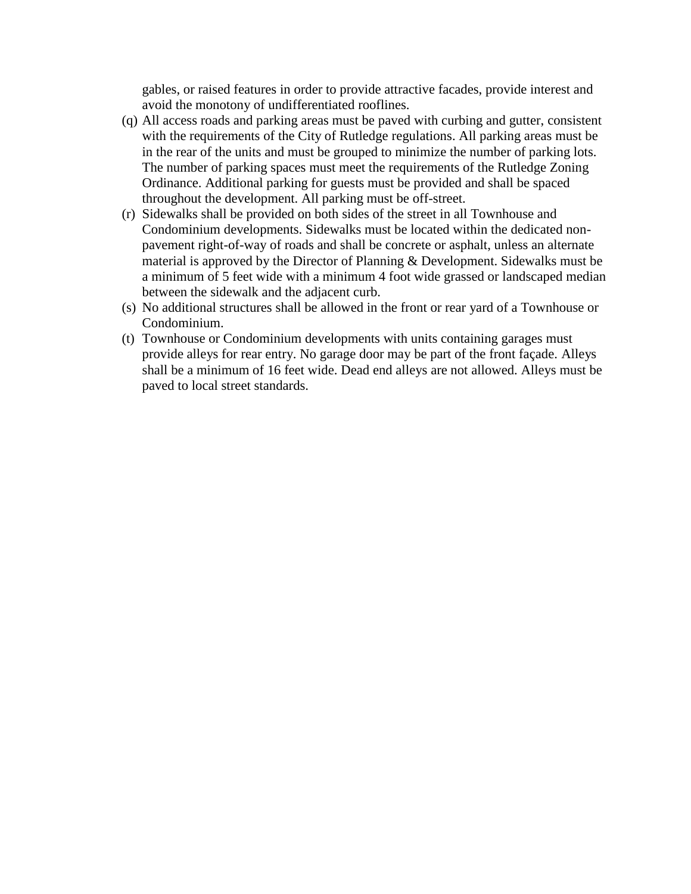gables, or raised features in order to provide attractive facades, provide interest and avoid the monotony of undifferentiated rooflines.

(q) All access roads and parking areas must be paved with curbing and gutter, consistent with the requirements of the City of Rutledge regulations. All parking areas must be in the rear of the units and must be grouped to minimize the number of parking lots. The number of parking spaces must meet the requirements of the Rutledge Zoning Ordinance. Additional parking for guests must be provided and shall be spaced throughout the development. All parking must be off-street.

(r) Sidewalks shall be provided on both sides of the street in all Townhouse and Condominium developments. Sidewalks must be located within the dedicated non-pavement right-of-way of roads and shall be concrete or asphalt, unless an alternate material is approved by the Director of Planning & Development. Sidewalks must be a minimum of 5 feet wide with a minimum 4 foot wide grassed or landscaped median between the sidewalk and the adjacent curb.

(s) No additional structures shall be allowed in the front or rear yard of a Townhouse or Condominium.

(t) Townhouse or Condominium developments with units containing garages must provide alleys for rear entry. No garage door may be part of the front façade. Alleys shall be a minimum of 16 feet wide. Dead end alleys are not allowed. Alleys must be paved to local street standards.